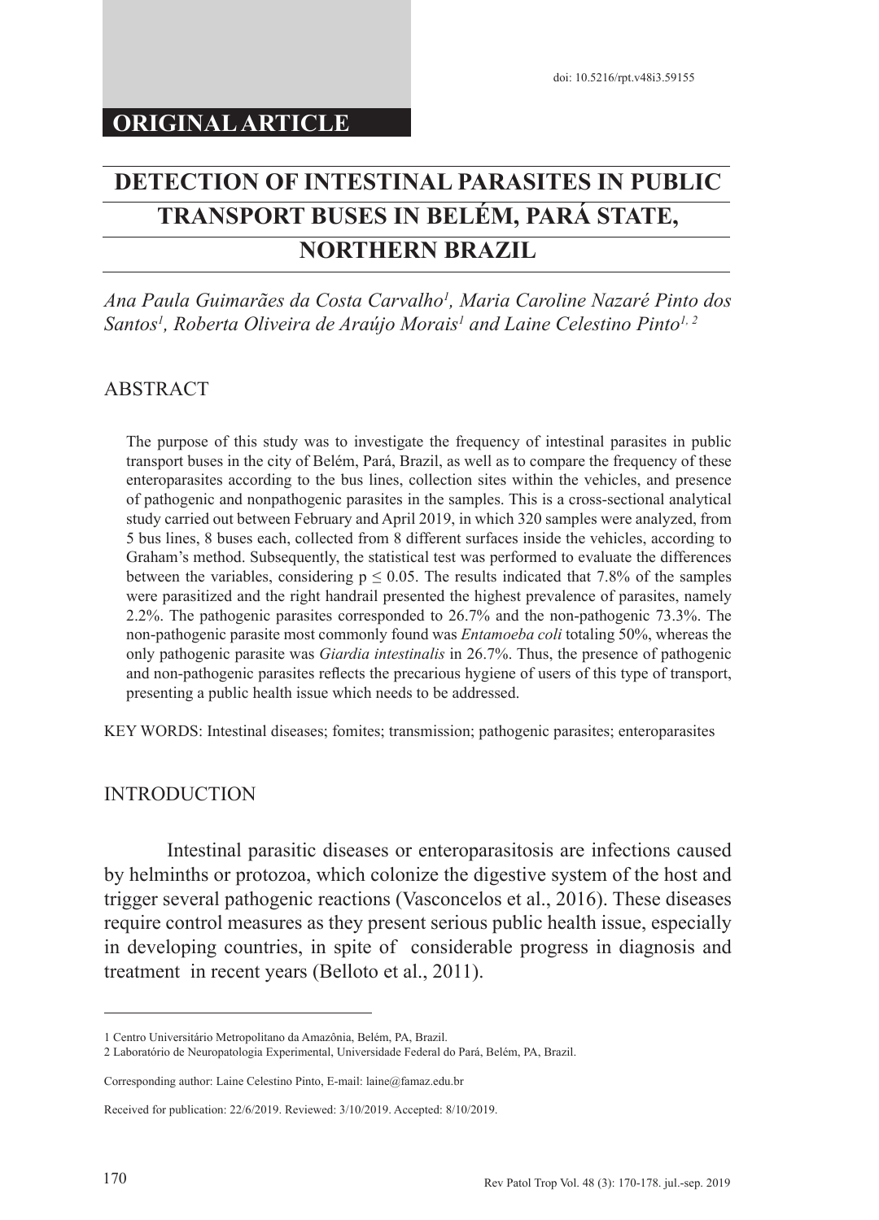doi: 10.5216/rpt.v48i3.59155

**ORIGINAL ARTICLE**

# DETECTION OF INTESTINAL PARASITES IN PUBLIC TRANSPORT BUSES IN BELÉM, PARÁ STATE, NORTHERN BRAZIL

*Ana Paula Guimarães da Costa Carvalho[1], Maria Caroline Nazaré Pinto dos Santos[1], Roberta Oliveira de Araújo Morais[1] and Laine Celestino Pinto[1, 2]*

## ABSTRACT

The purpose of this study was to investigate the frequency of intestinal parasites in public transport buses in the city of Belém, Pará, Brazil, as well as to compare the frequency of these enteroparasites according to the bus lines, collection sites within the vehicles, and presence of pathogenic and nonpathogenic parasites in the samples. This is a cross-sectional analytical study carried out between February and April 2019, in which 320 samples were analyzed, from 5 bus lines, 8 buses each, collected from 8 different surfaces inside the vehicles, according to Graham's method. Subsequently, the statistical test was performed to evaluate the differences between the variables, considering $p \leq 0.05$. The results indicated that 7.8% of the samples were parasitized and the right handrail presented the highest prevalence of parasites, namely 2.2%. The pathogenic parasites corresponded to 26.7% and the non-pathogenic 73.3%. The non-pathogenic parasite most commonly found was *Entamoeba coli* totaling 50%, whereas the only pathogenic parasite was *Giardia intestinalis* in 26.7%. Thus, the presence of pathogenic and non-pathogenic parasites reflects the precarious hygiene of users of this type of transport, presenting a public health issue which needs to be addressed.

KEY WORDS: Intestinal diseases; fomites; transmission; pathogenic parasites; enteroparasites

## INTRODUCTION

Intestinal parasitic diseases or enteroparasitosis are infections caused by helminths or protozoa, which colonize the digestive system of the host and trigger several pathogenic reactions (Vasconcelos et al., 2016). These diseases require control measures as they present serious public health issue, especially in developing countries, in spite of considerable progress in diagnosis and treatment in recent years (Belloto et al., 2011).

---

1 Centro Universitário Metropolitano da Amazônia, Belém, PA, Brazil.

2 Laboratório de Neuropatologia Experimental, Universidade Federal do Pará, Belém, PA, Brazil.

Corresponding author: Laine Celestino Pinto, E-mail: laine@famaz.edu.br

Received for publication: 22/6/2019. Reviewed: 3/10/2019. Accepted: 8/10/2019.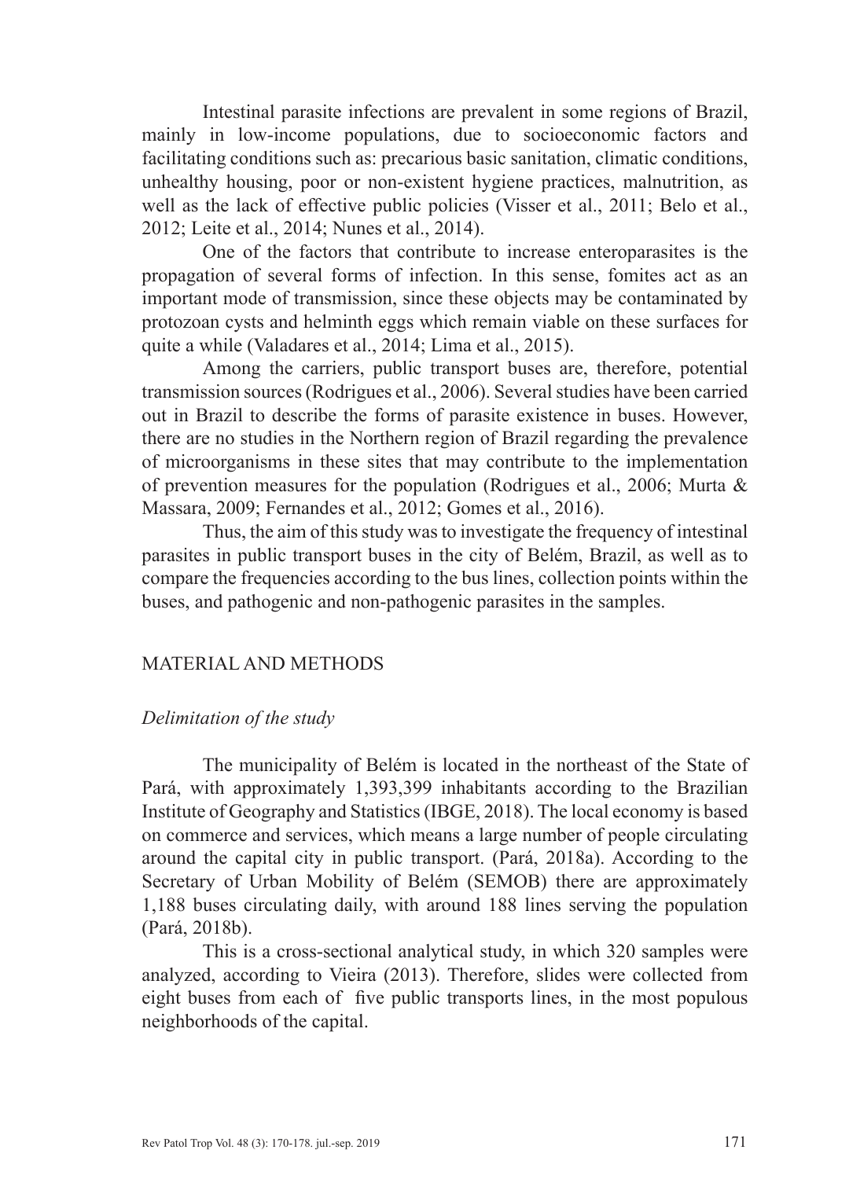Intestinal parasite infections are prevalent in some regions of Brazil, mainly in low-income populations, due to socioeconomic factors and facilitating conditions such as: precarious basic sanitation, climatic conditions, unhealthy housing, poor or non-existent hygiene practices, malnutrition, as well as the lack of effective public policies (Visser et al., 2011; Belo et al., 2012; Leite et al., 2014; Nunes et al., 2014).

One of the factors that contribute to increase enteroparasites is the propagation of several forms of infection. In this sense, fomites act as an important mode of transmission, since these objects may be contaminated by protozoan cysts and helminth eggs which remain viable on these surfaces for quite a while (Valadares et al., 2014; Lima et al., 2015).

Among the carriers, public transport buses are, therefore, potential transmission sources (Rodrigues et al., 2006). Several studies have been carried out in Brazil to describe the forms of parasite existence in buses. However, there are no studies in the Northern region of Brazil regarding the prevalence of microorganisms in these sites that may contribute to the implementation of prevention measures for the population (Rodrigues et al., 2006; Murta & Massara, 2009; Fernandes et al., 2012; Gomes et al., 2016).

Thus, the aim of this study was to investigate the frequency of intestinal parasites in public transport buses in the city of Belém, Brazil, as well as to compare the frequencies according to the bus lines, collection points within the buses, and pathogenic and non-pathogenic parasites in the samples.

## MATERIAL AND METHODS

### *Delimitation of the study*

The municipality of Belém is located in the northeast of the State of Pará, with approximately 1,393,399 inhabitants according to the Brazilian Institute of Geography and Statistics (IBGE, 2018). The local economy is based on commerce and services, which means a large number of people circulating around the capital city in public transport. (Pará, 2018a). According to the Secretary of Urban Mobility of Belém (SEMOB) there are approximately 1,188 buses circulating daily, with around 188 lines serving the population (Pará, 2018b).

This is a cross-sectional analytical study, in which 320 samples were analyzed, according to Vieira (2013). Therefore, slides were collected from eight buses from each of five public transports lines, in the most populous neighborhoods of the capital.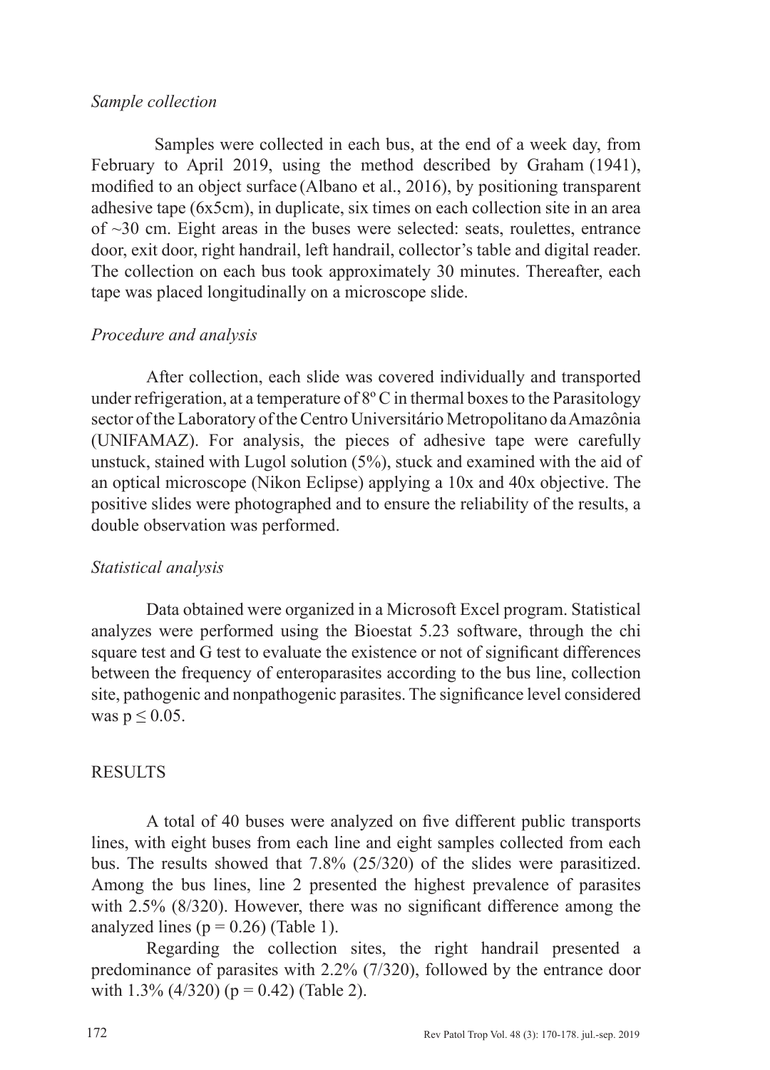*Sample collection*

Samples were collected in each bus, at the end of a week day, from February to April 2019, using the method described by Graham (1941), modified to an object surface (Albano et al., 2016), by positioning transparent adhesive tape (6x5cm), in duplicate, six times on each collection site in an area of ~30 cm. Eight areas in the buses were selected: seats, roulettes, entrance door, exit door, right handrail, left handrail, collector's table and digital reader. The collection on each bus took approximately 30 minutes. Thereafter, each tape was placed longitudinally on a microscope slide.

*Procedure and analysis*

After collection, each slide was covered individually and transported under refrigeration, at a temperature of 8º C in thermal boxes to the Parasitology sector of the Laboratory of the Centro Universitário Metropolitano da Amazônia (UNIFAMAZ). For analysis, the pieces of adhesive tape were carefully unstuck, stained with Lugol solution (5%), stuck and examined with the aid of an optical microscope (Nikon Eclipse) applying a 10x and 40x objective. The positive slides were photographed and to ensure the reliability of the results, a double observation was performed.

*Statistical analysis*

Data obtained were organized in a Microsoft Excel program. Statistical analyzes were performed using the Bioestat 5.23 software, through the chi square test and G test to evaluate the existence or not of significant differences between the frequency of enteroparasites according to the bus line, collection site, pathogenic and nonpathogenic parasites. The significance level considered was $p \leq 0.05$.

## RESULTS

A total of 40 buses were analyzed on five different public transports lines, with eight buses from each line and eight samples collected from each bus. The results showed that 7.8% (25/320) of the slides were parasitized. Among the bus lines, line 2 presented the highest prevalence of parasites with 2.5% (8/320). However, there was no significant difference among the analyzed lines ($p = 0.26$) (Table 1).

Regarding the collection sites, the right handrail presented a predominance of parasites with 2.2% (7/320), followed by the entrance door with 1.3% (4/320) ($p = 0.42$) (Table 2).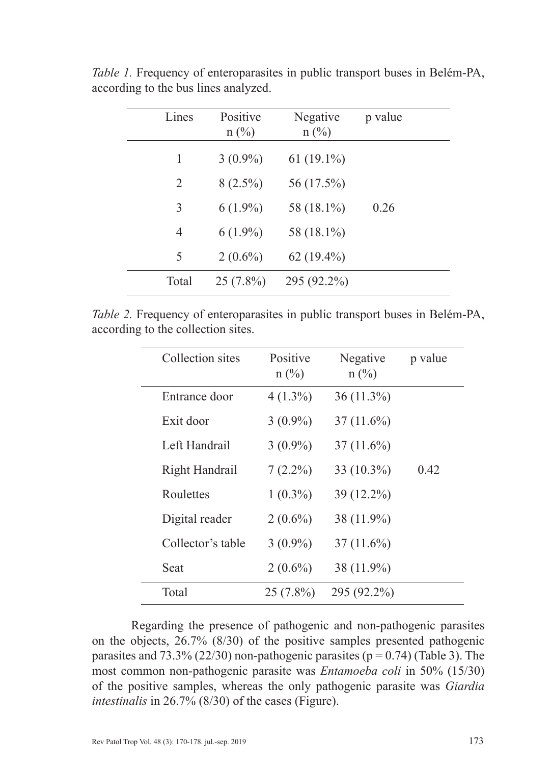*Table 1.* Frequency of enteroparasites in public transport buses in Belém-PA, according to the bus lines analyzed.

| Lines | Positive n (%) | Negative n (%) | p value |
|---|---|---|---|
| 1 | 3 (0.9%) | 61 (19.1%) | |
| 2 | 8 (2.5%) | 56 (17.5%) | |
| 3 | 6 (1.9%) | 58 (18.1%) | 0.26 |
| 4 | 6 (1.9%) | 58 (18.1%) | |
| 5 | 2 (0.6%) | 62 (19.4%) | |
| Total | 25 (7.8%) | 295 (92.2%) | |

*Table 2.* Frequency of enteroparasites in public transport buses in Belém-PA, according to the collection sites.

| Collection sites | Positive n (%) | Negative n (%) | p value |
|---|---|---|---|
| Entrance door | 4 (1.3%) | 36 (11.3%) | |
| Exit door | 3 (0.9%) | 37 (11.6%) | |
| Left Handrail | 3 (0.9%) | 37 (11.6%) | |
| Right Handrail | 7 (2.2%) | 33 (10.3%) | 0.42 |
| Roulettes | 1 (0.3%) | 39 (12.2%) | |
| Digital reader | 2 (0.6%) | 38 (11.9%) | |
| Collector's table | 3 (0.9%) | 37 (11.6%) | |
| Seat | 2 (0.6%) | 38 (11.9%) | |
| Total | 25 (7.8%) | 295 (92.2%) | |

Regarding the presence of pathogenic and non-pathogenic parasites on the objects, 26.7% (8/30) of the positive samples presented pathogenic parasites and 73.3% (22/30) non-pathogenic parasites ($p = 0.74$) (Table 3). The most common non-pathogenic parasite was *Entamoeba coli* in 50% (15/30) of the positive samples, whereas the only pathogenic parasite was *Giardia intestinalis* in 26.7% (8/30) of the cases (Figure).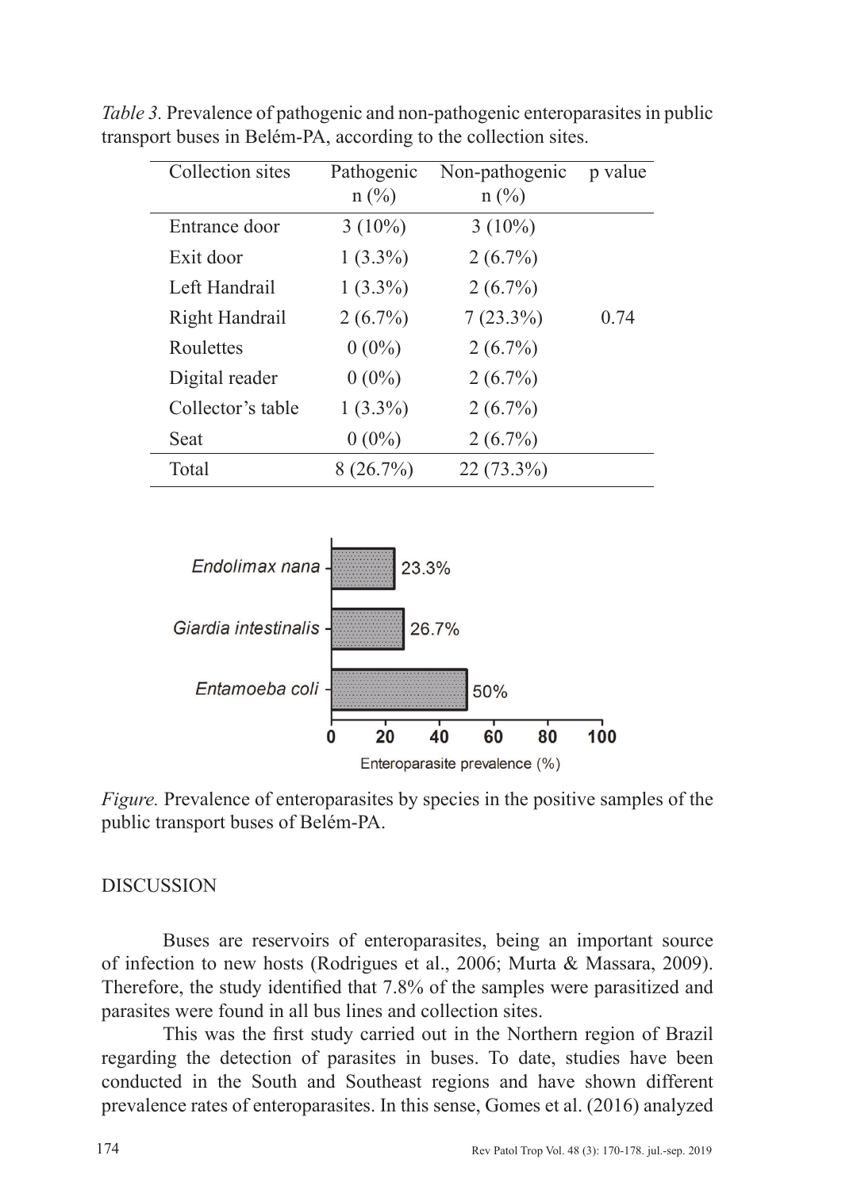*Table 3.* Prevalence of pathogenic and non-pathogenic enteroparasites in public transport buses in Belém-PA, according to the collection sites.

| Collection sites | Pathogenic n (%) | Non-pathogenic n (%) | p value |
|---|---|---|---|
| Entrance door | 3 (10%) | 3 (10%) | |
| Exit door | 1 (3.3%) | 2 (6.7%) | |
| Left Handrail | 1 (3.3%) | 2 (6.7%) | |
| Right Handrail | 2 (6.7%) | 7 (23.3%) | 0.74 |
| Roulettes | 0 (0%) | 2 (6.7%) | |
| Digital reader | 0 (0%) | 2 (6.7%) | |
| Collector's table | 1 (3.3%) | 2 (6.7%) | |
| Seat | 0 (0%) | 2 (6.7%) | |
| Total | 8 (26.7%) | 22 (73.3%) | |

*Figure.* Prevalence of enteroparasites by species in the positive samples of the public transport buses of Belém-PA.

## DISCUSSION

Buses are reservoirs of enteroparasites, being an important source of infection to new hosts (Rodrigues et al., 2006; Murta & Massara, 2009). Therefore, the study identified that 7.8% of the samples were parasitized and parasites were found in all bus lines and collection sites.

This was the first study carried out in the Northern region of Brazil regarding the detection of parasites in buses. To date, studies have been conducted in the South and Southeast regions and have shown different prevalence rates of enteroparasites. In this sense, Gomes et al. (2016) analyzed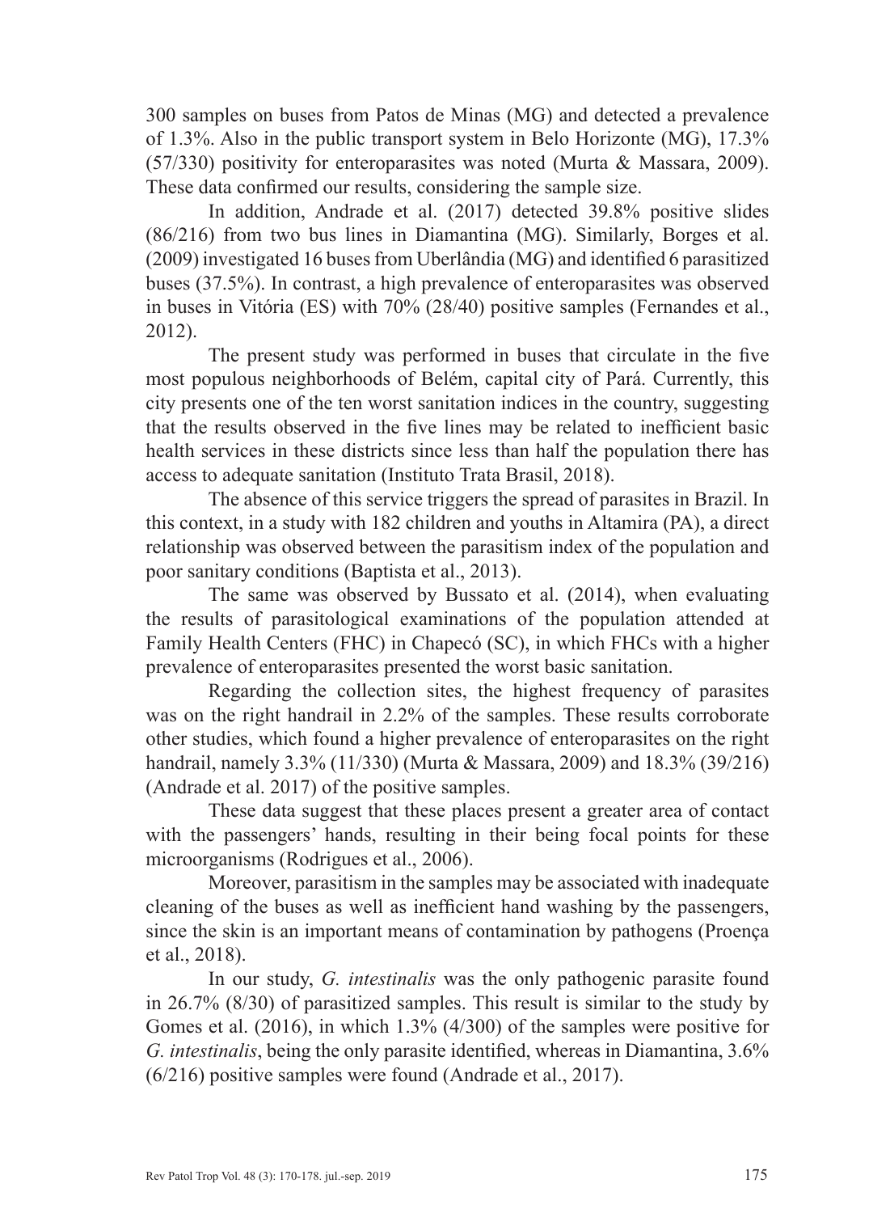300 samples on buses from Patos de Minas (MG) and detected a prevalence of 1.3%. Also in the public transport system in Belo Horizonte (MG), 17.3% (57/330) positivity for enteroparasites was noted (Murta & Massara, 2009). These data confirmed our results, considering the sample size.

In addition, Andrade et al. (2017) detected 39.8% positive slides (86/216) from two bus lines in Diamantina (MG). Similarly, Borges et al. (2009) investigated 16 buses from Uberlândia (MG) and identified 6 parasitized buses (37.5%). In contrast, a high prevalence of enteroparasites was observed in buses in Vitória (ES) with 70% (28/40) positive samples (Fernandes et al., 2012).

The present study was performed in buses that circulate in the five most populous neighborhoods of Belém, capital city of Pará. Currently, this city presents one of the ten worst sanitation indices in the country, suggesting that the results observed in the five lines may be related to inefficient basic health services in these districts since less than half the population there has access to adequate sanitation (Instituto Trata Brasil, 2018).

The absence of this service triggers the spread of parasites in Brazil. In this context, in a study with 182 children and youths in Altamira (PA), a direct relationship was observed between the parasitism index of the population and poor sanitary conditions (Baptista et al., 2013).

The same was observed by Bussato et al. (2014), when evaluating the results of parasitological examinations of the population attended at Family Health Centers (FHC) in Chapecó (SC), in which FHCs with a higher prevalence of enteroparasites presented the worst basic sanitation.

Regarding the collection sites, the highest frequency of parasites was on the right handrail in 2.2% of the samples. These results corroborate other studies, which found a higher prevalence of enteroparasites on the right handrail, namely 3.3% (11/330) (Murta & Massara, 2009) and 18.3% (39/216) (Andrade et al. 2017) of the positive samples.

These data suggest that these places present a greater area of contact with the passengers' hands, resulting in their being focal points for these microorganisms (Rodrigues et al., 2006).

Moreover, parasitism in the samples may be associated with inadequate cleaning of the buses as well as inefficient hand washing by the passengers, since the skin is an important means of contamination by pathogens (Proença et al., 2018).

In our study, *G. intestinalis* was the only pathogenic parasite found in 26.7% (8/30) of parasitized samples. This result is similar to the study by Gomes et al. (2016), in which 1.3% (4/300) of the samples were positive for *G. intestinalis*, being the only parasite identified, whereas in Diamantina, 3.6% (6/216) positive samples were found (Andrade et al., 2017).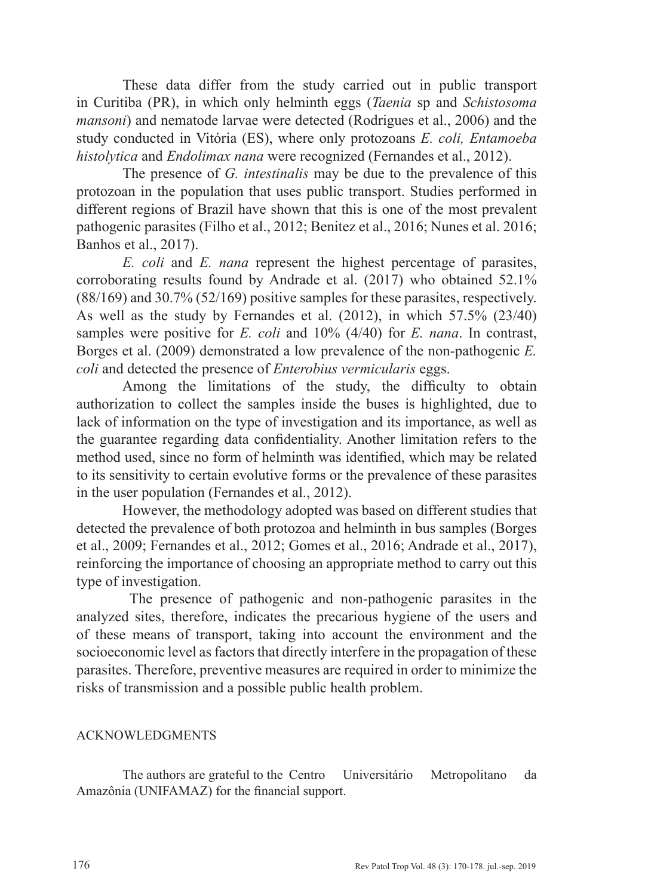These data differ from the study carried out in public transport in Curitiba (PR), in which only helminth eggs (*Taenia* sp and *Schistosoma mansoni*) and nematode larvae were detected (Rodrigues et al., 2006) and the study conducted in Vitória (ES), where only protozoans *E. coli, Entamoeba histolytica* and *Endolimax nana* were recognized (Fernandes et al., 2012).

The presence of *G. intestinalis* may be due to the prevalence of this protozoan in the population that uses public transport. Studies performed in different regions of Brazil have shown that this is one of the most prevalent pathogenic parasites (Filho et al., 2012; Benitez et al., 2016; Nunes et al. 2016; Banhos et al., 2017).

*E. coli* and *E. nana* represent the highest percentage of parasites, corroborating results found by Andrade et al. (2017) who obtained 52.1% (88/169) and 30.7% (52/169) positive samples for these parasites, respectively. As well as the study by Fernandes et al. (2012), in which 57.5% (23/40) samples were positive for *E. coli* and 10% (4/40) for *E. nana*. In contrast, Borges et al. (2009) demonstrated a low prevalence of the non-pathogenic *E. coli* and detected the presence of *Enterobius vermicularis* eggs.

Among the limitations of the study, the difficulty to obtain authorization to collect the samples inside the buses is highlighted, due to lack of information on the type of investigation and its importance, as well as the guarantee regarding data confidentiality. Another limitation refers to the method used, since no form of helminth was identified, which may be related to its sensitivity to certain evolutive forms or the prevalence of these parasites in the user population (Fernandes et al., 2012).

However, the methodology adopted was based on different studies that detected the prevalence of both protozoa and helminth in bus samples (Borges et al., 2009; Fernandes et al., 2012; Gomes et al., 2016; Andrade et al., 2017), reinforcing the importance of choosing an appropriate method to carry out this type of investigation.

The presence of pathogenic and non-pathogenic parasites in the analyzed sites, therefore, indicates the precarious hygiene of the users and of these means of transport, taking into account the environment and the socioeconomic level as factors that directly interfere in the propagation of these parasites. Therefore, preventive measures are required in order to minimize the risks of transmission and a possible public health problem.

## ACKNOWLEDGMENTS

The authors are grateful to the Centro Universitário Metropolitano da Amazônia (UNIFAMAZ) for the financial support.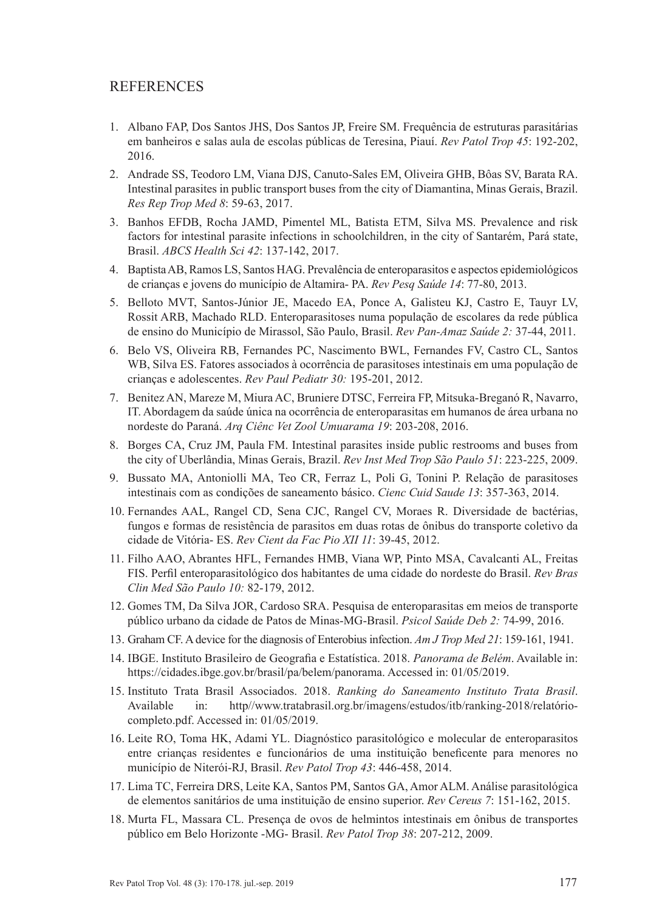# REFERENCES

1. Albano FAP, Dos Santos JHS, Dos Santos JP, Freire SM. Frequência de estruturas parasitárias em banheiros e salas aula de escolas públicas de Teresina, Piauí. *Rev Patol Trop 45*: 192-202, 2016.
2. Andrade SS, Teodoro LM, Viana DJS, Canuto-Sales EM, Oliveira GHB, Bôas SV, Barata RA. Intestinal parasites in public transport buses from the city of Diamantina, Minas Gerais, Brazil. *Res Rep Trop Med 8*: 59-63, 2017.
3. Banhos EFDB, Rocha JAMD, Pimentel ML, Batista ETM, Silva MS. Prevalence and risk factors for intestinal parasite infections in schoolchildren, in the city of Santarém, Pará state, Brasil. *ABCS Health Sci 42*: 137-142, 2017.
4. Baptista AB, Ramos LS, Santos HAG. Prevalência de enteroparasitos e aspectos epidemiológicos de crianças e jovens do município de Altamira- PA. *Rev Pesq Saúde 14*: 77-80, 2013.
5. Belloto MVT, Santos-Júnior JE, Macedo EA, Ponce A, Galisteu KJ, Castro E, Tauyr LV, Rossit ARB, Machado RLD. Enteroparasitoses numa população de escolares da rede pública de ensino do Município de Mirassol, São Paulo, Brasil. *Rev Pan-Amaz Saúde 2:* 37-44, 2011.
6. Belo VS, Oliveira RB, Fernandes PC, Nascimento BWL, Fernandes FV, Castro CL, Santos WB, Silva ES. Fatores associados à ocorrência de parasitoses intestinais em uma população de crianças e adolescentes. *Rev Paul Pediatr 30:* 195-201, 2012.
7. Benitez AN, Mareze M, Miura AC, Bruniere DTSC, Ferreira FP, Mitsuka-Breganó R, Navarro, IT. Abordagem da saúde única na ocorrência de enteroparasitas em humanos de área urbana no nordeste do Paraná. *Arq Ciênc Vet Zool Umuarama 19*: 203-208, 2016.
8. Borges CA, Cruz JM, Paula FM. Intestinal parasites inside public restrooms and buses from the city of Uberlândia, Minas Gerais, Brazil. *Rev Inst Med Trop São Paulo 51*: 223-225, 2009.
9. Bussato MA, Antoniolli MA, Teo CR, Ferraz L, Poli G, Tonini P. Relação de parasitoses intestinais com as condições de saneamento básico. *Cienc Cuid Saude 13*: 357-363, 2014.
10. Fernandes AAL, Rangel CD, Sena CJC, Rangel CV, Moraes R. Diversidade de bactérias, fungos e formas de resistência de parasitos em duas rotas de ônibus do transporte coletivo da cidade de Vitória- ES. *Rev Cient da Fac Pio XII 1I*: 39-45, 2012.
11. Filho AAO, Abrantes HFL, Fernandes HMB, Viana WP, Pinto MSA, Cavalcanti AL, Freitas FIS. Perfil enteroparasitológico dos habitantes de uma cidade do nordeste do Brasil. *Rev Bras Clin Med São Paulo 10:* 82-179, 2012.
12. Gomes TM, Da Silva JOR, Cardoso SRA. Pesquisa de enteroparasitas em meios de transporte público urbano da cidade de Patos de Minas-MG-Brasil. *Psicol Saúde Deb 2:* 74-99, 2016.
13. Graham CF. A device for the diagnosis of Enterobius infection. *Am J Trop Med 21*: 159-161, 1941.
14. IBGE. Instituto Brasileiro de Geografia e Estatística. 2018. *Panorama de Belém*. Available in: https://cidades.ibge.gov.br/brasil/pa/belem/panorama. Accessed in: 01/05/2019.
15. Instituto Trata Brasil Associados. 2018. *Ranking do Saneamento Instituto Trata Brasil*. Available in: http//www.tratabrasil.org.br/imagens/estudos/itb/ranking-2018/relatório-completo.pdf. Accessed in: 01/05/2019.
16. Leite RO, Toma HK, Adami YL. Diagnóstico parasitológico e molecular de enteroparasitos entre crianças residentes e funcionários de uma instituição beneficente para menores no município de Niterói-RJ, Brasil. *Rev Patol Trop 43*: 446-458, 2014.
17. Lima TC, Ferreira DRS, Leite KA, Santos PM, Santos GA, Amor ALM. Análise parasitológica de elementos sanitários de uma instituição de ensino superior. *Rev Cereus 7*: 151-162, 2015.
18. Murta FL, Massara CL. Presença de ovos de helmintos intestinais em ônibus de transportes público em Belo Horizonte -MG- Brasil. *Rev Patol Trop 38*: 207-212, 2009.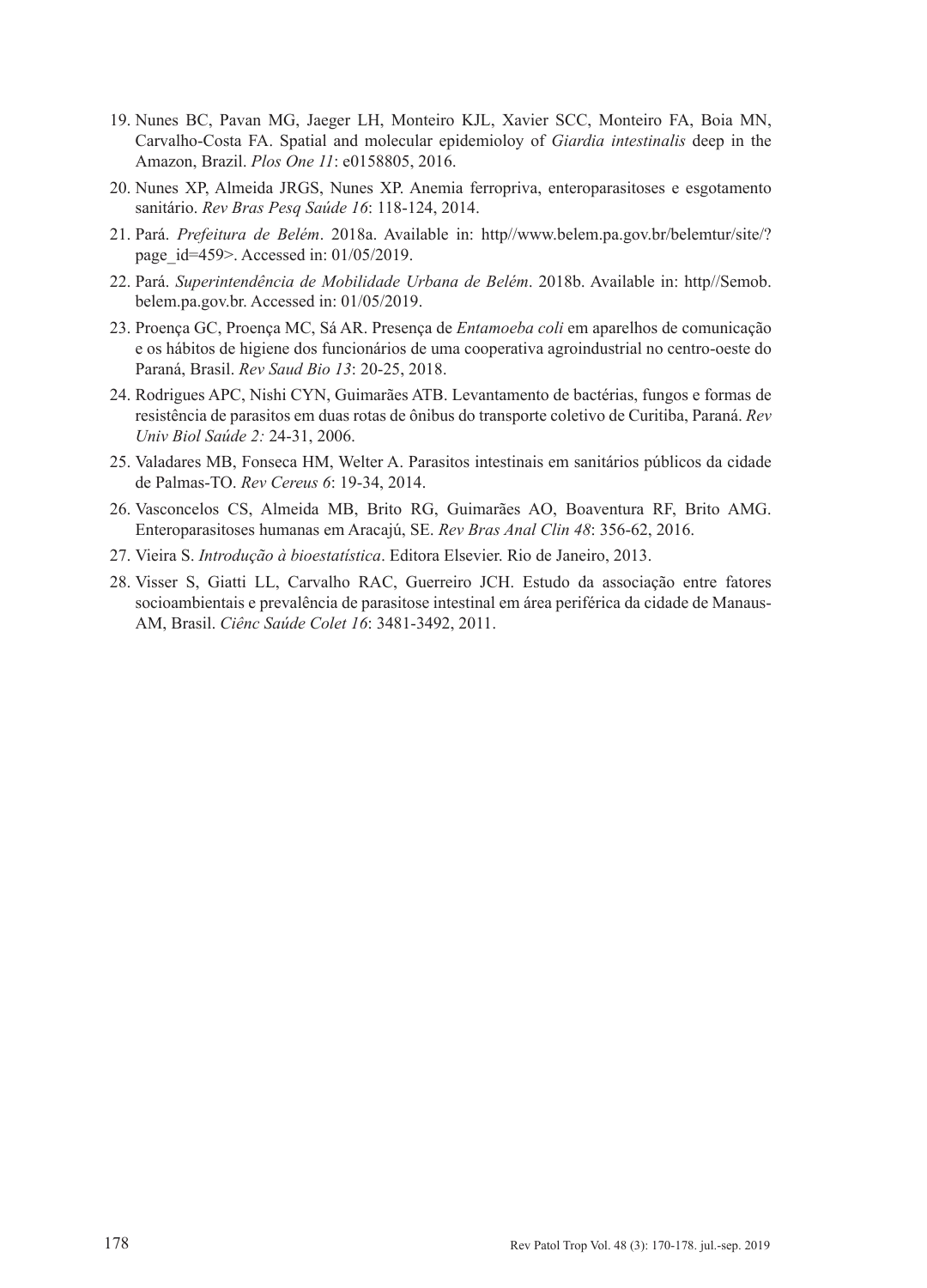19. Nunes BC, Pavan MG, Jaeger LH, Monteiro KJL, Xavier SCC, Monteiro FA, Boia MN, Carvalho-Costa FA. Spatial and molecular epidemioloy of *Giardia intestinalis* deep in the Amazon, Brazil. *Plos One 11*: e0158805, 2016.
20. Nunes XP, Almeida JRGS, Nunes XP. Anemia ferropriva, enteroparasitoses e esgotamento sanitário. *Rev Bras Pesq Saúde 16*: 118-124, 2014.
21. Pará. *Prefeitura de Belém*. 2018a. Available in: http//www.belem.pa.gov.br/belemtur/site/?page_id=459>. Accessed in: 01/05/2019.
22. Pará. *Superintendência de Mobilidade Urbana de Belém*. 2018b. Available in: http//Semob.belem.pa.gov.br. Accessed in: 01/05/2019.
23. Proença GC, Proença MC, Sá AR. Presença de *Entamoeba coli* em aparelhos de comunicação e os hábitos de higiene dos funcionários de uma cooperativa agroindustrial no centro-oeste do Paraná, Brasil. *Rev Saud Bio 13*: 20-25, 2018.
24. Rodrigues APC, Nishi CYN, Guimarães ATB. Levantamento de bactérias, fungos e formas de resistência de parasitos em duas rotas de ônibus do transporte coletivo de Curitiba, Paraná. *Rev Univ Biol Saúde 2:* 24-31, 2006.
25. Valadares MB, Fonseca HM, Welter A. Parasitos intestinais em sanitários públicos da cidade de Palmas-TO. *Rev Cereus 6*: 19-34, 2014.
26. Vasconcelos CS, Almeida MB, Brito RG, Guimarães AO, Boaventura RF, Brito AMG. Enteroparasitoses humanas em Aracajú, SE. *Rev Bras Anal Clin 48*: 356-62, 2016.
27. Vieira S. *Introdução à bioestatística*. Editora Elsevier. Rio de Janeiro, 2013.
28. Visser S, Giatti LL, Carvalho RAC, Guerreiro JCH. Estudo da associação entre fatores socioambientais e prevalência de parasitose intestinal em área periférica da cidade de Manaus-AM, Brasil. *Ciênc Saúde Colet 16*: 3481-3492, 2011.